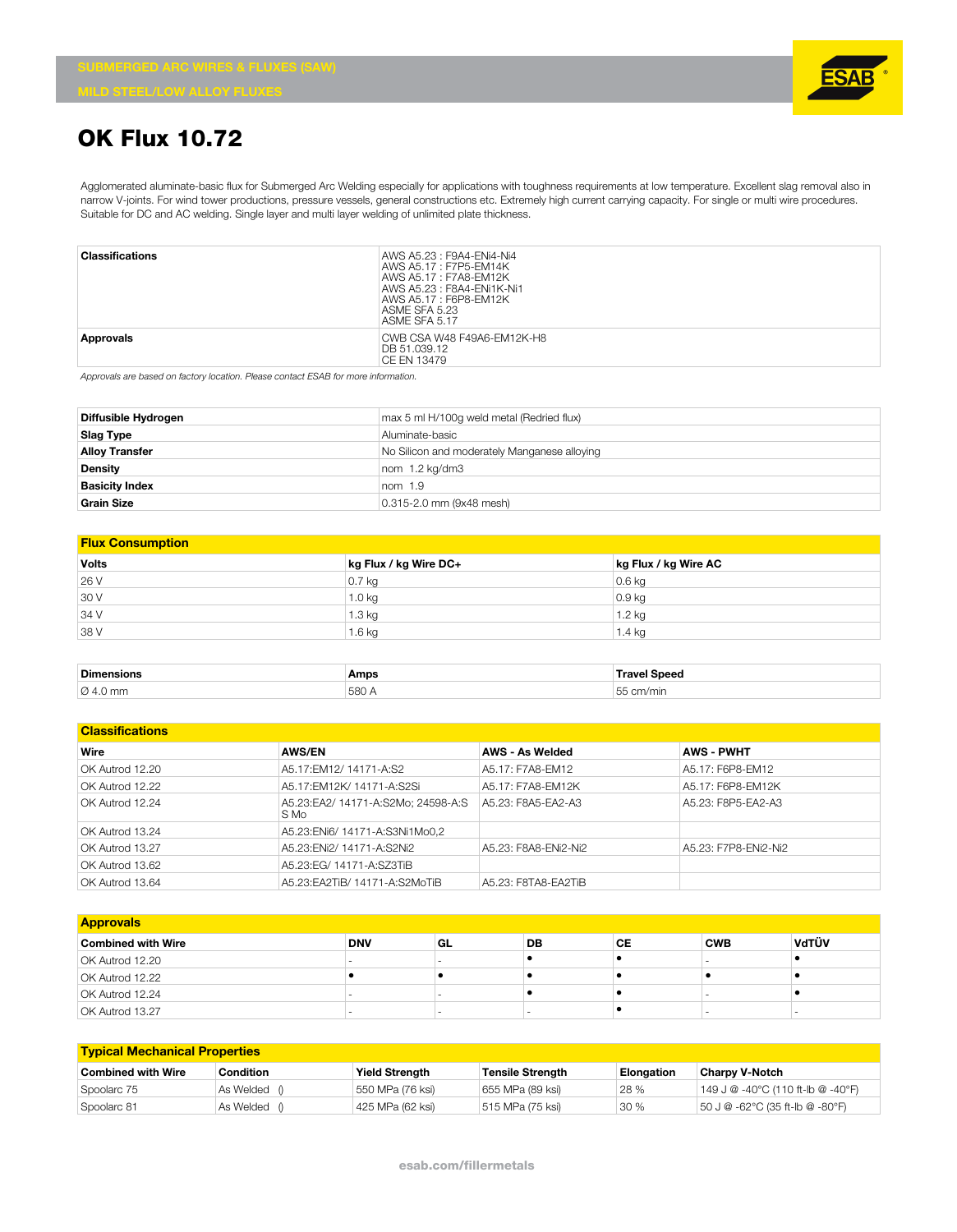SUBMERGED ARC WIRES & FLUXES (SAW)

MILD STEEL/LOW ALLOY FLUXES

# OK Flux 10.72

Agglomerated aluminate-basic flux for Submerged Arc Welding especially for applications with toughness requirements at low temperature. Excellent slag removal also in narrow V-joints. For wind tower productions, pressure vessels, general constructions etc. Extremely high current carrying capacity. For single or multi wire procedures. Suitable for DC and AC welding. Single layer and multi layer welding of unlimited plate thickness.

| | |
|---|---|
| **Classifications** | AWS A5.23 : F9A4-ENi4-Ni4<br>AWS A5.17 : F7P5-EM14K<br>AWS A5.17 : F7A8-EM12K<br>AWS A5.23 : F8A4-ENi1K-Ni1<br>AWS A5.17 : F6P8-EM12K<br>ASME SFA 5.23<br>ASME SFA 5.17 |
| **Approvals** | CWB CSA W48 F49A6-EM12K-H8<br>DB 51.039.12<br>CE EN 13479 |

*Approvals are based on factory location. Please contact ESAB for more information.*

| | |
|---|---|
| **Diffusible Hydrogen** | max 5 ml H/100g weld metal (Redried flux) |
| **Slag Type** | Aluminate-basic |
| **Alloy Transfer** | No Silicon and moderately Manganese alloying |
| **Density** | nom 1.2 kg/dm3 |
| **Basicity Index** | nom 1.9 |
| **Grain Size** | 0.315-2.0 mm (9x48 mesh) |

## Flux Consumption

| Volts | kg Flux / kg Wire DC+ | kg Flux / kg Wire AC |
|---|---|---|
| 26 V | 0.7 kg | 0.6 kg |
| 30 V | 1.0 kg | 0.9 kg |
| 34 V | 1.3 kg | 1.2 kg |
| 38 V | 1.6 kg | 1.4 kg |

| Dimensions | Amps | Travel Speed |
|---|---|---|
| Ø 4.0 mm | 580 A | 55 cm/min |

## Classifications

| Wire | AWS/EN | AWS - As Welded | AWS - PWHT |
|---|---|---|---|
| OK Autrod 12.20 | A5.17:EM12/ 14171-A:S2 | A5.17: F7A8-EM12 | A5.17: F6P8-EM12 |
| OK Autrod 12.22 | A5.17:EM12K/ 14171-A:S2Si | A5.17: F7A8-EM12K | A5.17: F6P8-EM12K |
| OK Autrod 12.24 | A5.23:EA2/ 14171-A:S2Mo; 24598-A:S S Mo | A5.23: F8A5-EA2-A3 | A5.23: F8P5-EA2-A3 |
| OK Autrod 13.24 | A5.23:ENi6/ 14171-A:S3Ni1Mo0,2 | | |
| OK Autrod 13.27 | A5.23:ENi2/ 14171-A:S2Ni2 | A5.23: F8A8-ENi2-Ni2 | A5.23: F7P8-ENi2-Ni2 |
| OK Autrod 13.62 | A5.23:EG/ 14171-A:SZ3TiB | | |
| OK Autrod 13.64 | A5.23:EA2TiB/ 14171-A:S2MoTiB | A5.23: F8TA8-EA2TiB | |

## Approvals

| Combined with Wire | DNV | GL | DB | CE | CWB | VdTÜV |
|---|---|---|---|---|---|---|
| OK Autrod 12.20 | - | - | • | • | - | • |
| OK Autrod 12.22 | • | • | • | • | • | • |
| OK Autrod 12.24 | - | - | • | • | - | • |
| OK Autrod 13.27 | - | - | - | • | - | - |

## Typical Mechanical Properties

| Combined with Wire | Condition | Yield Strength | Tensile Strength | Elongation | Charpy V-Notch |
|---|---|---|---|---|---|
| Spoolarc 75 | As Welded () | 550 MPa (76 ksi) | 655 MPa (89 ksi) | 28 % | 149 J @ -40°C (110 ft-lb @ -40°F) |
| Spoolarc 81 | As Welded () | 425 MPa (62 ksi) | 515 MPa (75 ksi) | 30 % | 50 J @ -62°C (35 ft-lb @ -80°F) |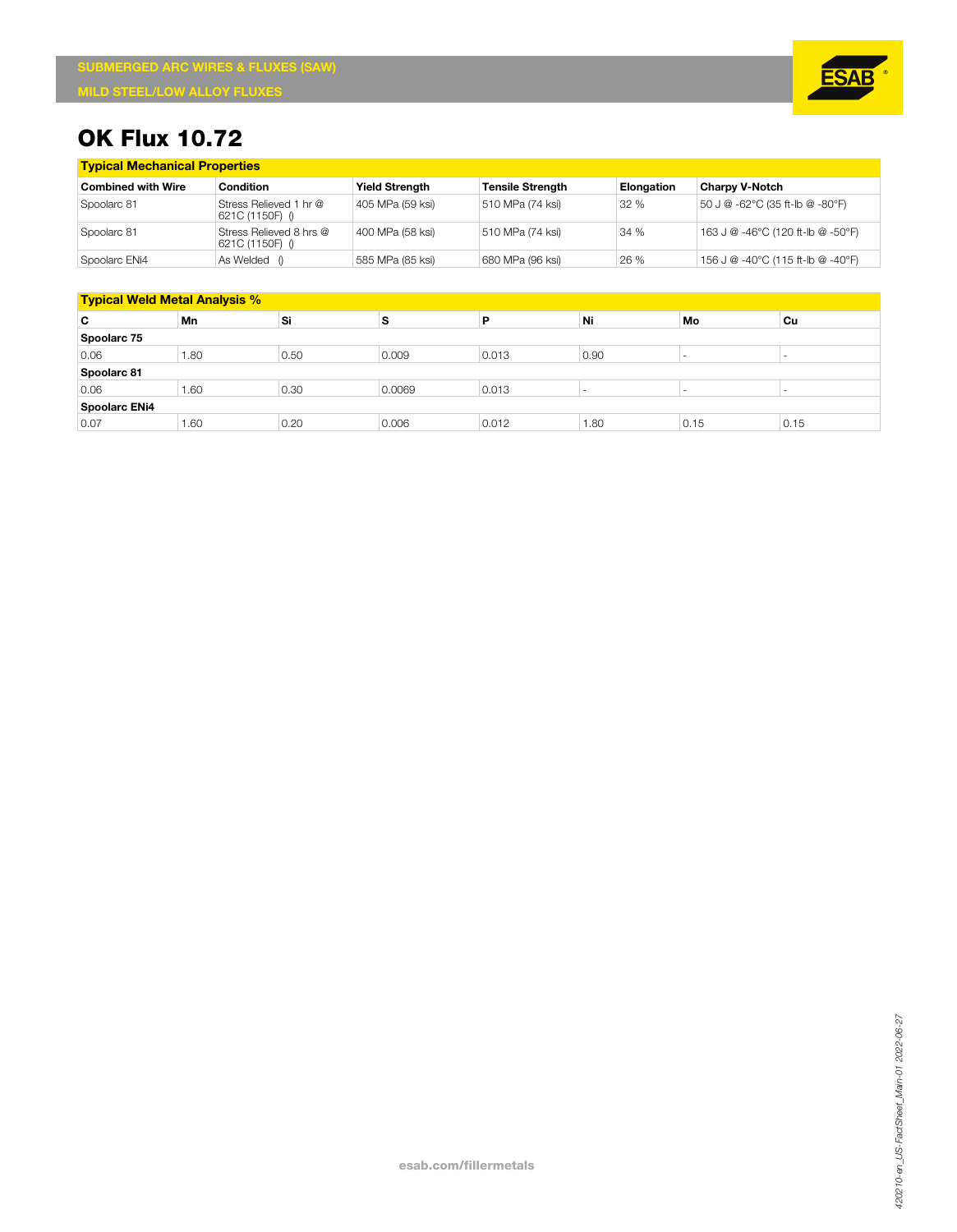# OK Flux 10.72

## Typical Mechanical Properties

| Combined with Wire | Condition | Yield Strength | Tensile Strength | Elongation | Charpy V-Notch |
|---|---|---|---|---|---|
| Spoolarc 81 | Stress Relieved 1 hr @ 621C (1150F) () | 405 MPa (59 ksi) | 510 MPa (74 ksi) | 32 % | 50 J @ -62°C (35 ft-lb @ -80°F) |
| Spoolarc 81 | Stress Relieved 8 hrs @ 621C (1150F) () | 400 MPa (58 ksi) | 510 MPa (74 ksi) | 34 % | 163 J @ -46°C (120 ft-lb @ -50°F) |
| Spoolarc ENi4 | As Welded () | 585 MPa (85 ksi) | 680 MPa (96 ksi) | 26 % | 156 J @ -40°C (115 ft-lb @ -40°F) |

## Typical Weld Metal Analysis %

| C | Mn | Si | S | P | Ni | Mo | Cu |
|---|---|---|---|---|---|---|---|
| **Spoolarc 75** | | | | | | | |
| 0.06 | 1.80 | 0.50 | 0.009 | 0.013 | 0.90 | - | - |
| **Spoolarc 81** | | | | | | | |
| 0.06 | 1.60 | 0.30 | 0.0069 | 0.013 | - | - | - |
| **Spoolarc ENi4** | | | | | | | |
| 0.07 | 1.60 | 0.20 | 0.006 | 0.012 | 1.80 | 0.15 | 0.15 |